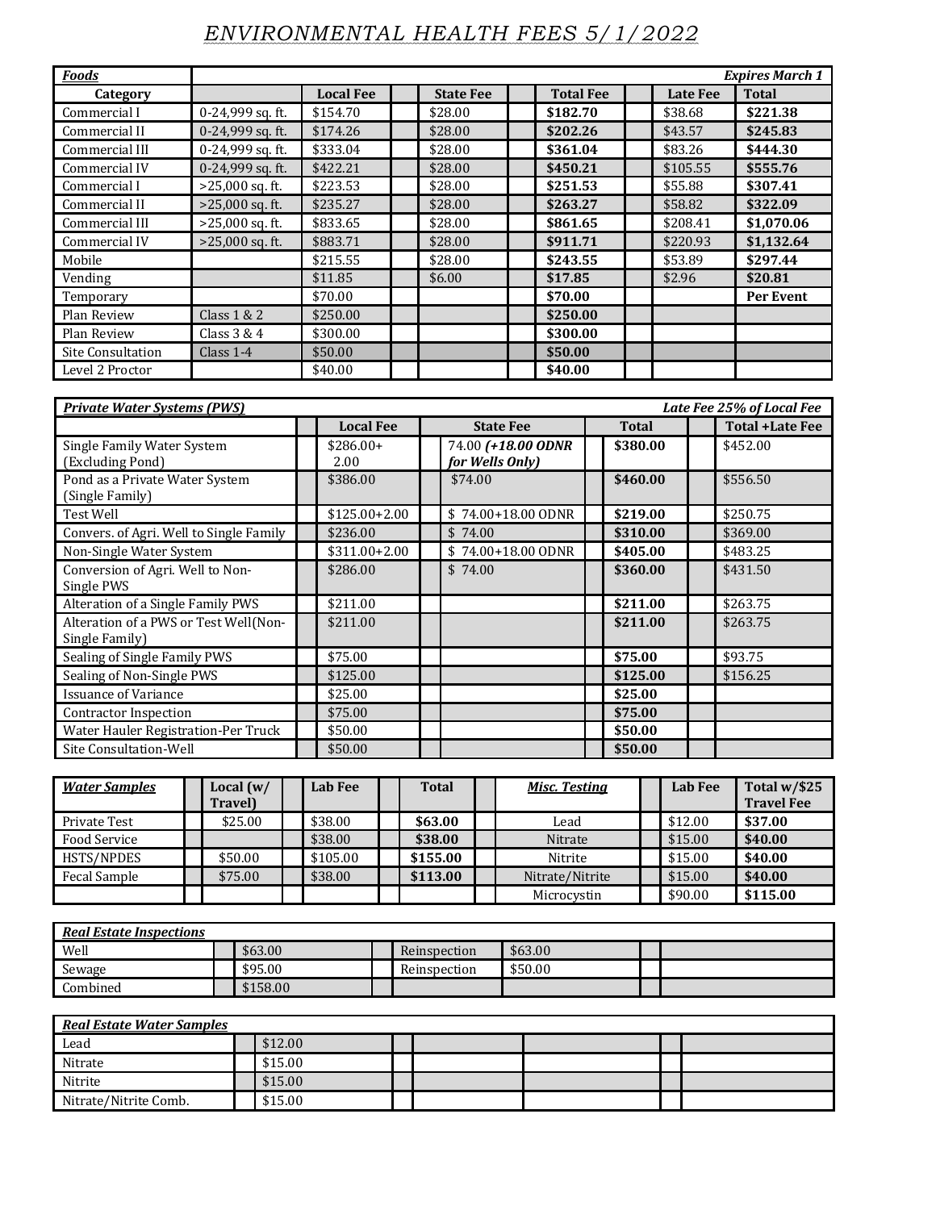# *ENVIRONMENTAL HEALTH FEES 5/1/2022*

| ***Foods*** | | | | | | ***Expires March 1*** |
|---|---|---|---|---|---|---|
| **Category** | | **Local Fee** | **State Fee** | **Total Fee** | **Late Fee** | **Total** |
| Commercial I | 0-24,999 sq. ft. | $154.70 | $28.00 | **$182.70** | $38.68 | **$221.38** |
| Commercial II | 0-24,999 sq. ft. | $174.26 | $28.00 | **$202.26** | $43.57 | **$245.83** |
| Commercial III | 0-24,999 sq. ft. | $333.04 | $28.00 | **$361.04** | $83.26 | **$444.30** |
| Commercial IV | 0-24,999 sq. ft. | $422.21 | $28.00 | **$450.21** | $105.55 | **$555.76** |
| Commercial I | >25,000 sq. ft. | $223.53 | $28.00 | **$251.53** | $55.88 | **$307.41** |
| Commercial II | >25,000 sq. ft. | $235.27 | $28.00 | **$263.27** | $58.82 | **$322.09** |
| Commercial III | >25,000 sq. ft. | $833.65 | $28.00 | **$861.65** | $208.41 | **$1,070.06** |
| Commercial IV | >25,000 sq. ft. | $883.71 | $28.00 | **$911.71** | $220.93 | **$1,132.64** |
| Mobile | | $215.55 | $28.00 | **$243.55** | $53.89 | **$297.44** |
| Vending | | $11.85 | $6.00 | **$17.85** | $2.96 | **$20.81** |
| Temporary | | $70.00 | | **$70.00** | | **Per Event** |
| Plan Review | Class 1 & 2 | $250.00 | | **$250.00** | | |
| Plan Review | Class 3 & 4 | $300.00 | | **$300.00** | | |
| Site Consultation | Class 1-4 | $50.00 | | **$50.00** | | |
| Level 2 Proctor | | $40.00 | | **$40.00** | | |

| ***Private Water Systems (PWS)*** | | | | *Late Fee 25% of Local Fee* |
|---|---|---|---|---|
| | **Local Fee** | **State Fee** | **Total** | **Total +Late Fee** |
| Single Family Water System (Excluding Pond) | $286.00+ 2.00 | 74.00 ***(+18.00 ODNR for Wells Only)*** | **$380.00** | $452.00 |
| Pond as a Private Water System (Single Family) | $386.00 | $74.00 | **$460.00** | $556.50 |
| Test Well | $125.00+2.00 | $ 74.00+18.00 ODNR | **$219.00** | $250.75 |
| Convers. of Agri. Well to Single Family | $236.00 | $ 74.00 | **$310.00** | $369.00 |
| Non-Single Water System | $311.00+2.00 | $ 74.00+18.00 ODNR | **$405.00** | $483.25 |
| Conversion of Agri. Well to Non-Single PWS | $286.00 | $ 74.00 | **$360.00** | $431.50 |
| Alteration of a Single Family PWS | $211.00 | | **$211.00** | $263.75 |
| Alteration of a PWS or Test Well(Non-Single Family) | $211.00 | | **$211.00** | $263.75 |
| Sealing of Single Family PWS | $75.00 | | **$75.00** | $93.75 |
| Sealing of Non-Single PWS | $125.00 | | **$125.00** | $156.25 |
| Issuance of Variance | $25.00 | | **$25.00** | |
| Contractor Inspection | $75.00 | | **$75.00** | |
| Water Hauler Registration-Per Truck | $50.00 | | **$50.00** | |
| Site Consultation-Well | $50.00 | | **$50.00** | |

| ***Water Samples*** | **Local (w/ Travel)** | **Lab Fee** | **Total** | ***Misc. Testing*** | **Lab Fee** | **Total w/$25 Travel Fee** |
|---|---|---|---|---|---|---|
| Private Test | $25.00 | $38.00 | **$63.00** | Lead | $12.00 | **$37.00** |
| Food Service | | $38.00 | **$38.00** | Nitrate | $15.00 | **$40.00** |
| HSTS/NPDES | $50.00 | $105.00 | **$155.00** | Nitrite | $15.00 | **$40.00** |
| Fecal Sample | $75.00 | $38.00 | **$113.00** | Nitrate/Nitrite | $15.00 | **$40.00** |
| | | | | Microcystin | $90.00 | **$115.00** |

| ***Real Estate Inspections*** | | | |
|---|---|---|---|
| Well | $63.00 | Reinspection | $63.00 |
| Sewage | $95.00 | Reinspection | $50.00 |
| Combined | $158.00 | | |

| ***Real Estate Water Samples*** | |
|---|---|
| Lead | $12.00 |
| Nitrate | $15.00 |
| Nitrite | $15.00 |
| Nitrate/Nitrite Comb. | $15.00 |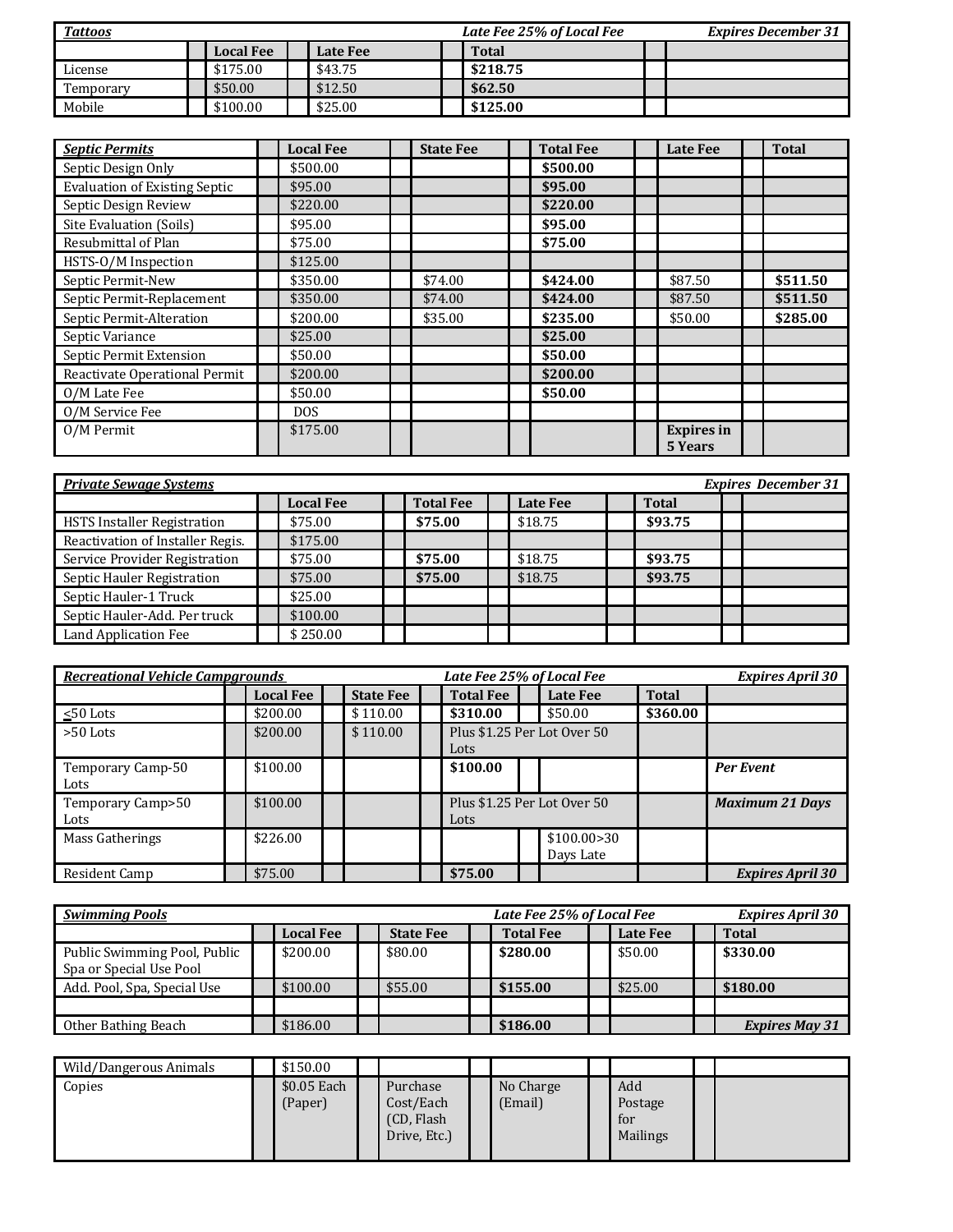| *Tattoos* | | | | | | | Late Fee 25% of Local Fee | | Expires December 31 |
|---|---|---|---|---|---|---|---|---|---|
| | | **Local Fee** | | **Late Fee** | | | **Total** | | |
| License | | $175.00 | | $43.75 | | | **$218.75** | | |
| Temporary | | $50.00 | | $12.50 | | | **$62.50** | | |
| Mobile | | $100.00 | | $25.00 | | | **$125.00** | | |

| *Septic Permits* | | **Local Fee** | | **State Fee** | | **Total Fee** | | **Late Fee** | | **Total** |
|---|---|---|---|---|---|---|---|---|---|---|
| Septic Design Only | | $500.00 | | | | **$500.00** | | | | |
| Evaluation of Existing Septic | | $95.00 | | | | **$95.00** | | | | |
| Septic Design Review | | $220.00 | | | | **$220.00** | | | | |
| Site Evaluation (Soils) | | $95.00 | | | | **$95.00** | | | | |
| Resubmittal of Plan | | $75.00 | | | | **$75.00** | | | | |
| HSTS-O/M Inspection | | $125.00 | | | | | | | | |
| Septic Permit-New | | $350.00 | | $74.00 | | **$424.00** | | $87.50 | | **$511.50** |
| Septic Permit-Replacement | | $350.00 | | $74.00 | | **$424.00** | | $87.50 | | **$511.50** |
| Septic Permit-Alteration | | $200.00 | | $35.00 | | **$235.00** | | $50.00 | | **$285.00** |
| Septic Variance | | $25.00 | | | | **$25.00** | | | | |
| Septic Permit Extension | | $50.00 | | | | **$50.00** | | | | |
| Reactivate Operational Permit | | $200.00 | | | | **$200.00** | | | | |
| O/M Late Fee | | $50.00 | | | | **$50.00** | | | | |
| O/M Service Fee | | DOS | | | | | | | | |
| O/M Permit | | $175.00 | | | | | | **Expires in 5 Years** | | |

| *Private Sewage Systems* | | | | | | | | | | Expires December 31 |
|---|---|---|---|---|---|---|---|---|---|---|
| | | **Local Fee** | | **Total Fee** | | **Late Fee** | | **Total** | | |
| HSTS Installer Registration | | $75.00 | | **$75.00** | | $18.75 | | **$93.75** | | |
| Reactivation of Installer Regis. | | $175.00 | | | | | | | | |
| Service Provider Registration | | $75.00 | | **$75.00** | | $18.75 | | **$93.75** | | |
| Septic Hauler Registration | | $75.00 | | **$75.00** | | $18.75 | | **$93.75** | | |
| Septic Hauler-1 Truck | | $25.00 | | | | | | | | |
| Septic Hauler-Add. Per truck | | $100.00 | | | | | | | | |
| Land Application Fee | | $ 250.00 | | | | | | | | |

| *Recreational Vehicle Campgrounds* | | | | | | Late Fee 25% of Local Fee | | | | Expires April 30 |
|---|---|---|---|---|---|---|---|---|---|---|
| | | **Local Fee** | | **State Fee** | | **Total Fee** | | **Late Fee** | **Total** | |
| ≤50 Lots | | $200.00 | | $ 110.00 | | **$310.00** | | $50.00 | **$360.00** | |
| >50 Lots | | $200.00 | | $ 110.00 | | Plus $1.25 Per Lot Over 50 Lots | | | | |
| Temporary Camp-50 Lots | | $100.00 | | | | **$100.00** | | | | *Per Event* |
| Temporary Camp>50 Lots | | $100.00 | | | | Plus $1.25 Per Lot Over 50 Lots | | | | *Maximum 21 Days* |
| Mass Gatherings | | $226.00 | | | | | | $100.00>30 Days Late | | |
| Resident Camp | | $75.00 | | | | **$75.00** | | | | *Expires April 30* |

| *Swimming Pools* | | | | | | Late Fee 25% of Local Fee | | | | Expires April 30 |
|---|---|---|---|---|---|---|---|---|---|---|
| | | **Local Fee** | | **State Fee** | | **Total Fee** | | **Late Fee** | | **Total** |
| Public Swimming Pool, Public Spa or Special Use Pool | | $200.00 | | $80.00 | | **$280.00** | | $50.00 | | **$330.00** |
| Add. Pool, Spa, Special Use | | $100.00 | | $55.00 | | **$155.00** | | $25.00 | | **$180.00** |
| | | | | | | | | | | |
| Other Bathing Beach | | $186.00 | | | | **$186.00** | | | | *Expires May 31* |

| | | | | | | | | | | |
|---|---|---|---|---|---|---|---|---|---|---|
| Wild/Dangerous Animals | | $150.00 | | | | | | | | |
| Copies | | $0.05 Each (Paper) | | Purchase Cost/Each (CD, Flash Drive, Etc.) | | No Charge (Email) | | Add Postage for Mailings | | |